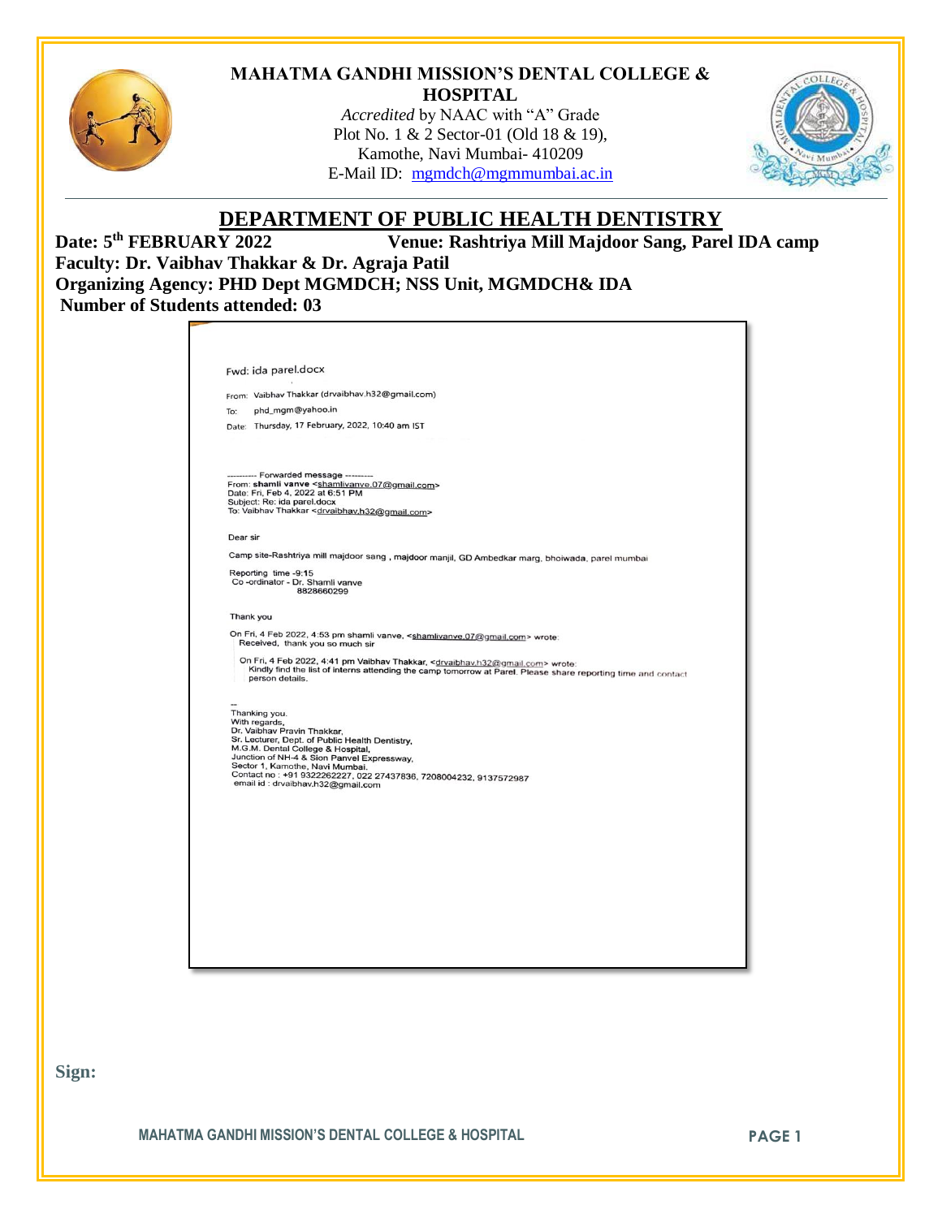# MAHATMA GANDHI MISSION'S DENTAL COLLEGE & HOSPITAL

*Accredited* by NAAC with "A" Grade
Plot No. 1 & 2 Sector-01 (Old 18 & 19),
Kamothe, Navi Mumbai- 410209
E-Mail ID: mgmdch@mgmmumbai.ac.in

## DEPARTMENT OF PUBLIC HEALTH DENTISTRY

**Date: 5th FEBRUARY 2022** **Venue: Rashtriya Mill Majdoor Sang, Parel IDA camp**
**Faculty: Dr. Vaibhav Thakkar & Dr. Agraja Patil**
**Organizing Agency: PHD Dept MGMDCH; NSS Unit, MGMDCH& IDA**
**Number of Students attended: 03**

Fwd: ida parel.docx

From: Vaibhav Thakkar (drvaibhav.h32@gmail.com)
To: phd_mgm@yahoo.in
Date: Thursday, 17 February, 2022, 10:40 am IST

---------- Forwarded message ---------
From: **shamli vanve** <shamlivanve.07@gmail.com>
Date: Fri, Feb 4, 2022 at 6:51 PM
Subject: Re: ida parel.docx
To: Vaibhav Thakkar <drvaibhav.h32@gmail.com>

Dear sir

Camp site-Rashtriya mill majdoor sang , majdoor manjil, GD Ambedkar marg, bhoiwada, parel mumbai

Reporting time -9:15
Co -ordinator - Dr. Shamli vanve
8828660299

Thank you

On Fri, 4 Feb 2022, 4:53 pm shamli vanve, <shamlivanve.07@gmail.com> wrote:
Received, thank you so much sir

On Fri, 4 Feb 2022, 4:41 pm Vaibhav Thakkar, <drvaibhav.h32@gmail.com> wrote:
Kindly find the list of interns attending the camp tomorrow at Parel. Please share reporting time and contact person details.

--
Thanking you.
With regards,
Dr. Vaibhav Pravin Thakkar,
Sr. Lecturer, Dept. of Public Health Dentistry,
M.G.M. Dental College & Hospital,
Junction of NH-4 & Sion Panvel Expressway,
Sector 1, Kamothe, Navi Mumbai.
Contact no : +91 9322262227, 022 27437836, 7208004232, 9137572987
email id : drvaibhav.h32@gmail.com

**Sign:**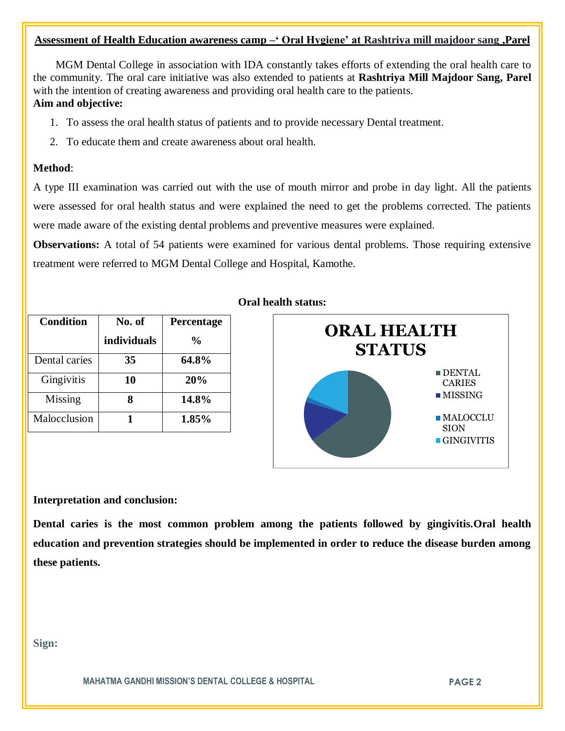## Assessment of Health Education awareness camp –' Oral Hygiene' at Rashtriya mill majdoor sang ,Parel

MGM Dental College in association with IDA constantly takes efforts of extending the oral health care to the community. The oral care initiative was also extended to patients at **Rashtriya Mill Majdoor Sang, Parel** with the intention of creating awareness and providing oral health care to the patients.

**Aim and objective:**

1. To assess the oral health status of patients and to provide necessary Dental treatment.
2. To educate them and create awareness about oral health.

**Method**:

A type III examination was carried out with the use of mouth mirror and probe in day light. All the patients were assessed for oral health status and were explained the need to get the problems corrected. The patients were made aware of the existing dental problems and preventive measures were explained.

**Observations:** A total of 54 patients were examined for various dental problems. Those requiring extensive treatment were referred to MGM Dental College and Hospital, Kamothe.

**Oral health status:**

| Condition | No. of individuals | Percentage % |
|---|---|---|
| Dental caries | **35** | **64.8%** |
| Gingivitis | **10** | **20%** |
| Missing | **8** | **14.8%** |
| Malocclusion | **1** | **1.85%** |

**ORAL HEALTH STATUS**

- DENTAL CARIES
- MISSING
- MALOCCLUSION
- GINGIVITIS

**Interpretation and conclusion:**

**Dental caries is the most common problem among the patients followed by gingivitis.Oral health education and prevention strategies should be implemented in order to reduce the disease burden among these patients.**

**Sign:**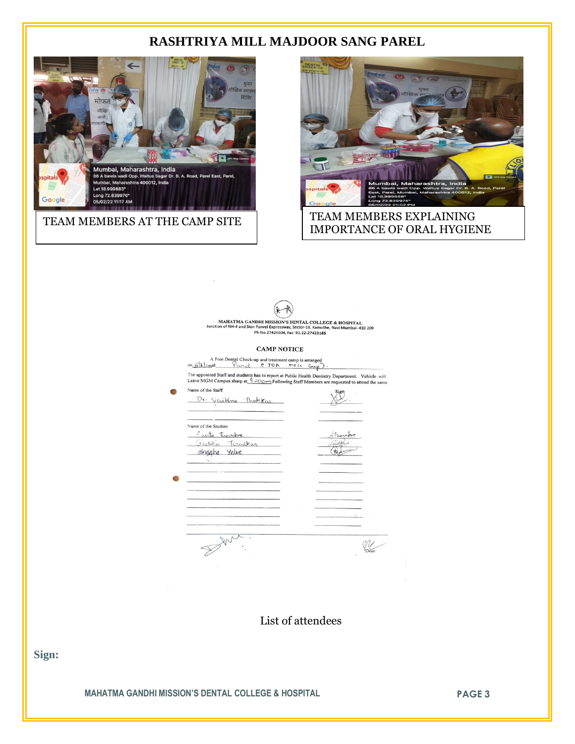# RASHTRIYA MILL MAJDOOR SANG PAREL

TEAM MEMBERS AT THE CAMP SITE

TEAM MEMBERS EXPLAINING IMPORTANCE OF ORAL HYGIENE

MAHATMA GANDHI MISSION'S DENTAL COLLEGE & HOSPITAL
Junction of NH-4 and Sion Panvel Expressway, Sector-18, Kamothe, Navi Mumbai- 410 209
Ph.No.27426604, Fax: 91-22-27423185

**CAMP NOTICE**

A Free Dental Check-up and treatment camp is arranged on 5/2/22 at Parel C IDA MOCC Camp.

The appointed Staff and students has to report at Public Health Dentistry Department. Vehicle will Leave MGM Campus sharp at 9.00am Following Staff Members are requested to attend the same

| Name of the Staff | Sign |
|---|---|
| Dr. Vaibhav Thakkar | |

| Name of the Student | |
|---|---|
| Savita Thombre | |
| Geetika Tirodkar | |
| Anagha Yelve | |

Dean

List of attendees

**Sign:**